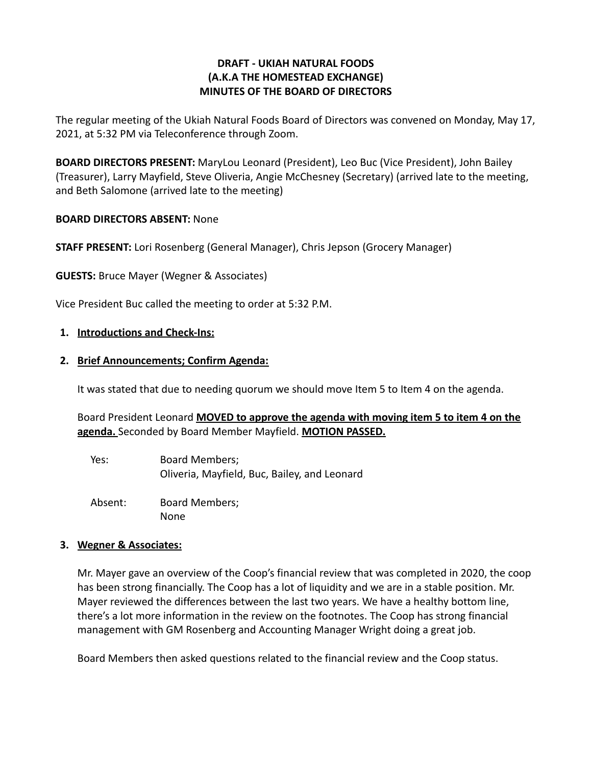# DRAFT - UKIAH NATURAL FOODS
## (A.K.A THE HOMESTEAD EXCHANGE)
## MINUTES OF THE BOARD OF DIRECTORS

The regular meeting of the Ukiah Natural Foods Board of Directors was convened on Monday, May 17, 2021, at 5:32 PM via Teleconference through Zoom.

**BOARD DIRECTORS PRESENT:** MaryLou Leonard (President), Leo Buc (Vice President), John Bailey (Treasurer), Larry Mayfield, Steve Oliveria, Angie McChesney (Secretary) (arrived late to the meeting, and Beth Salomone (arrived late to the meeting)

**BOARD DIRECTORS ABSENT:** None

**STAFF PRESENT:** Lori Rosenberg (General Manager), Chris Jepson (Grocery Manager)

**GUESTS:** Bruce Mayer (Wegner & Associates)

Vice President Buc called the meeting to order at 5:32 P.M.

1. **Introductions and Check-Ins:**

2. **Brief Announcements; Confirm Agenda:**

   It was stated that due to needing quorum we should move Item 5 to Item 4 on the agenda.

   Board President Leonard **MOVED to approve the agenda with moving item 5 to item 4 on the agenda.** Seconded by Board Member Mayfield. **MOTION PASSED.**

   Yes: Board Members;
   Oliveria, Mayfield, Buc, Bailey, and Leonard

   Absent: Board Members;
   None

3. **Wegner & Associates:**

   Mr. Mayer gave an overview of the Coop's financial review that was completed in 2020, the coop has been strong financially. The Coop has a lot of liquidity and we are in a stable position. Mr. Mayer reviewed the differences between the last two years. We have a healthy bottom line, there's a lot more information in the review on the footnotes. The Coop has strong financial management with GM Rosenberg and Accounting Manager Wright doing a great job.

   Board Members then asked questions related to the financial review and the Coop status.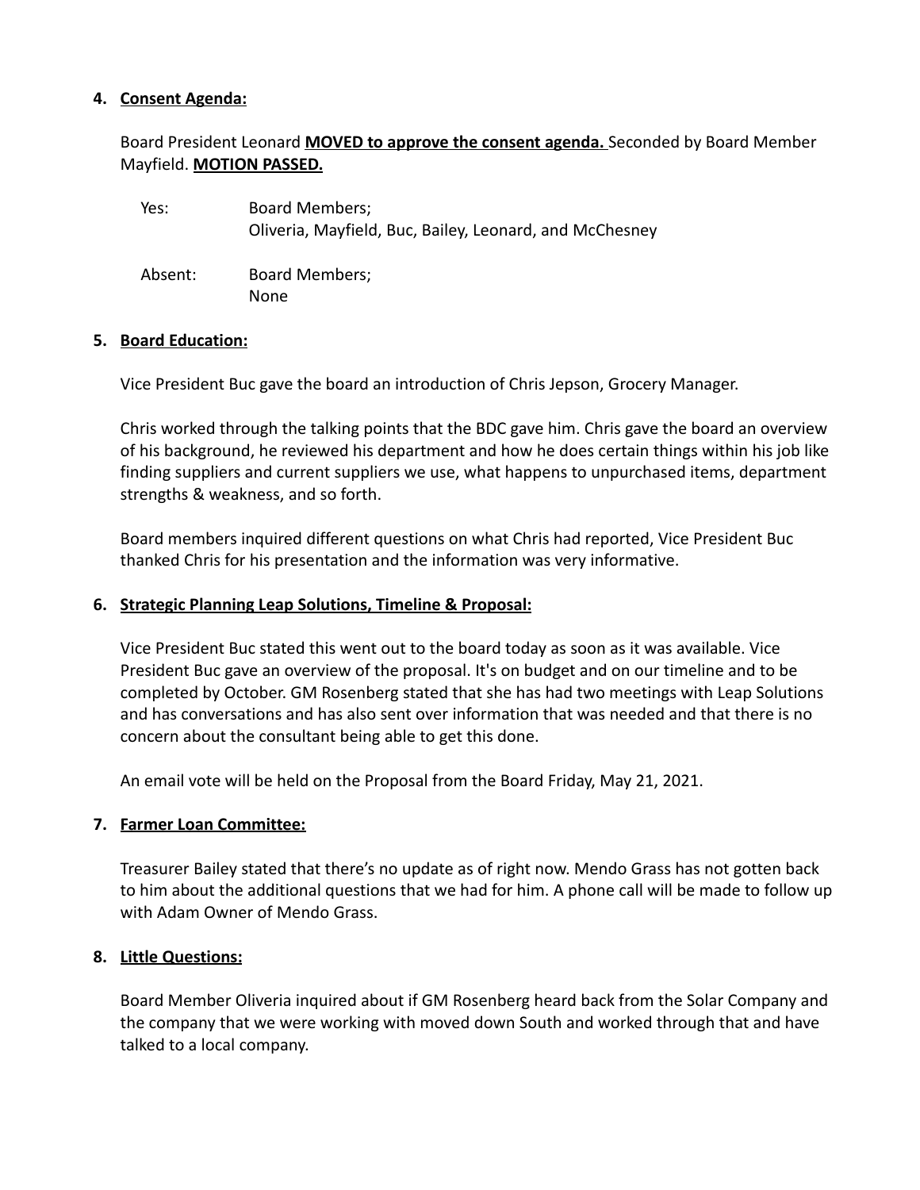4. **Consent Agenda:**

Board President Leonard **MOVED to approve the consent agenda.** Seconded by Board Member Mayfield. **MOTION PASSED.**

| | |
|---|---|
| Yes: | Board Members; Oliveria, Mayfield, Buc, Bailey, Leonard, and McChesney |
| Absent: | Board Members; None |

5. **Board Education:**

Vice President Buc gave the board an introduction of Chris Jepson, Grocery Manager.

Chris worked through the talking points that the BDC gave him. Chris gave the board an overview of his background, he reviewed his department and how he does certain things within his job like finding suppliers and current suppliers we use, what happens to unpurchased items, department strengths & weakness, and so forth.

Board members inquired different questions on what Chris had reported, Vice President Buc thanked Chris for his presentation and the information was very informative.

6. **Strategic Planning Leap Solutions, Timeline & Proposal:**

Vice President Buc stated this went out to the board today as soon as it was available. Vice President Buc gave an overview of the proposal. It's on budget and on our timeline and to be completed by October. GM Rosenberg stated that she has had two meetings with Leap Solutions and has conversations and has also sent over information that was needed and that there is no concern about the consultant being able to get this done.

An email vote will be held on the Proposal from the Board Friday, May 21, 2021.

7. **Farmer Loan Committee:**

Treasurer Bailey stated that there's no update as of right now. Mendo Grass has not gotten back to him about the additional questions that we had for him. A phone call will be made to follow up with Adam Owner of Mendo Grass.

8. **Little Questions:**

Board Member Oliveria inquired about if GM Rosenberg heard back from the Solar Company and the company that we were working with moved down South and worked through that and have talked to a local company.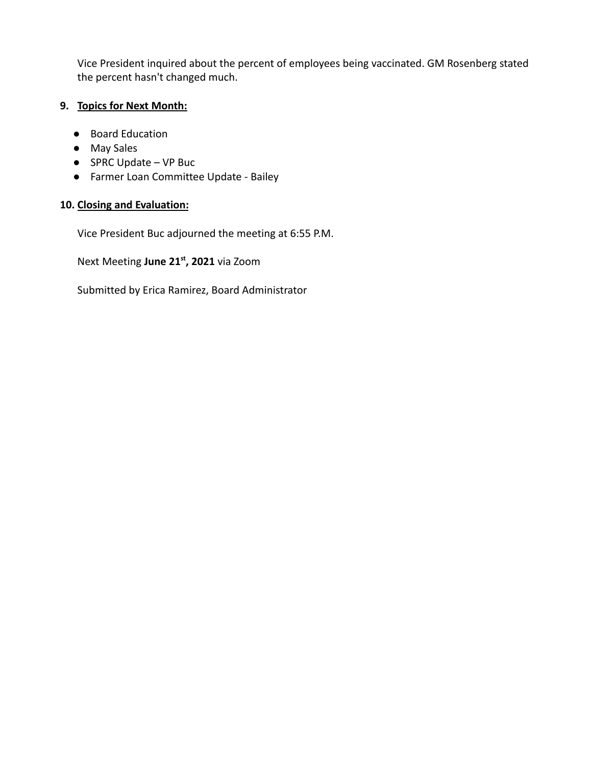Vice President inquired about the percent of employees being vaccinated. GM Rosenberg stated the percent hasn't changed much.

**9. Topics for Next Month:**

- Board Education
- May Sales
- SPRC Update – VP Buc
- Farmer Loan Committee Update - Bailey

**10. Closing and Evaluation:**

Vice President Buc adjourned the meeting at 6:55 P.M.

Next Meeting **June 21st, 2021** via Zoom

Submitted by Erica Ramirez, Board Administrator